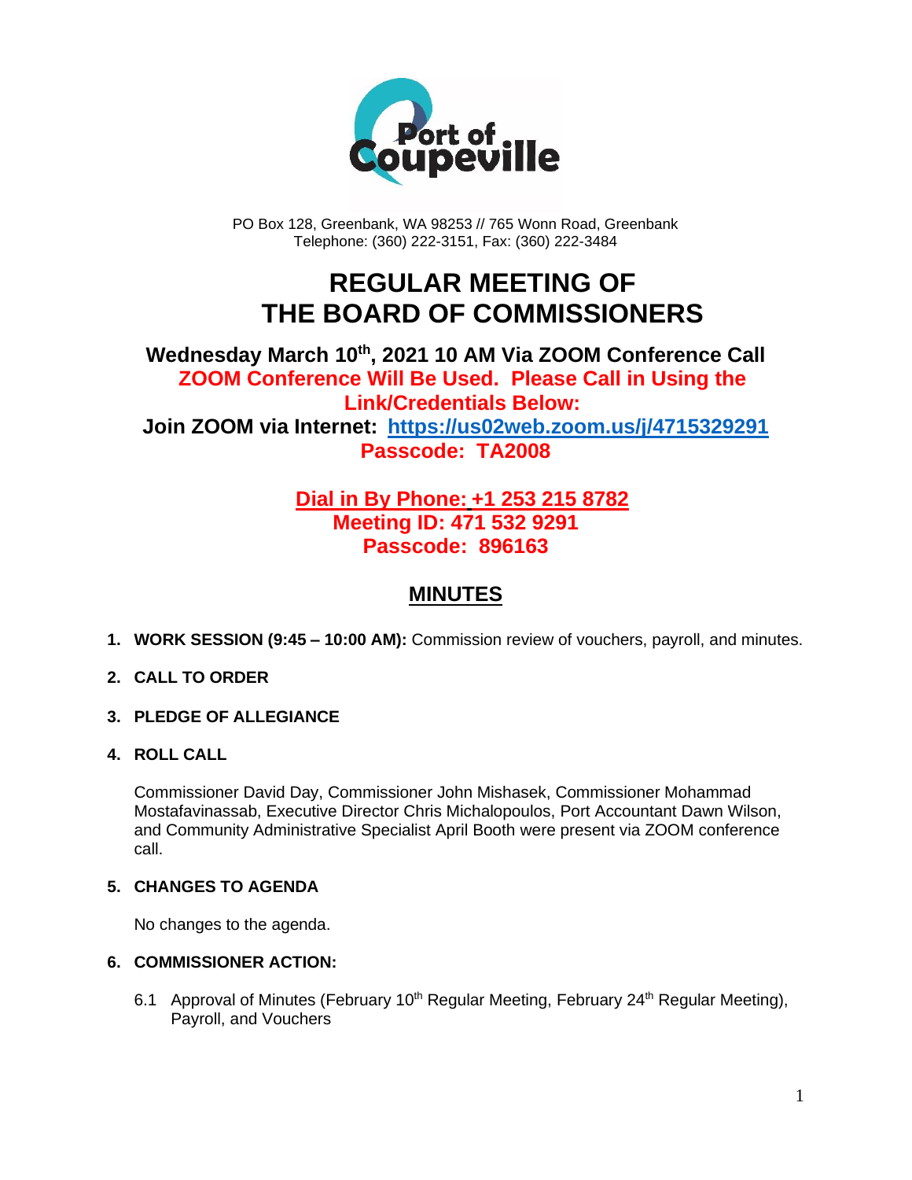Port of Coupeville

PO Box 128, Greenbank, WA 98253 // 765 Wonn Road, Greenbank
Telephone: (360) 222-3151, Fax: (360) 222-3484

# REGULAR MEETING OF THE BOARD OF COMMISSIONERS

**Wednesday March 10th, 2021 10 AM Via ZOOM Conference Call**
**ZOOM Conference Will Be Used. Please Call in Using the Link/Credentials Below:**
**Join ZOOM via Internet: https://us02web.zoom.us/j/4715329291**
**Passcode: TA2008**

**Dial in By Phone: +1 253 215 8782**
**Meeting ID: 471 532 9291**
**Passcode: 896163**

## MINUTES

1. **WORK SESSION (9:45 – 10:00 AM):** Commission review of vouchers, payroll, and minutes.

2. **CALL TO ORDER**

3. **PLEDGE OF ALLEGIANCE**

4. **ROLL CALL**

   Commissioner David Day, Commissioner John Mishasek, Commissioner Mohammad Mostafavinassab, Executive Director Chris Michalopoulos, Port Accountant Dawn Wilson, and Community Administrative Specialist April Booth were present via ZOOM conference call.

5. **CHANGES TO AGENDA**

   No changes to the agenda.

6. **COMMISSIONER ACTION:**

   6.1 Approval of Minutes (February 10th Regular Meeting, February 24th Regular Meeting), Payroll, and Vouchers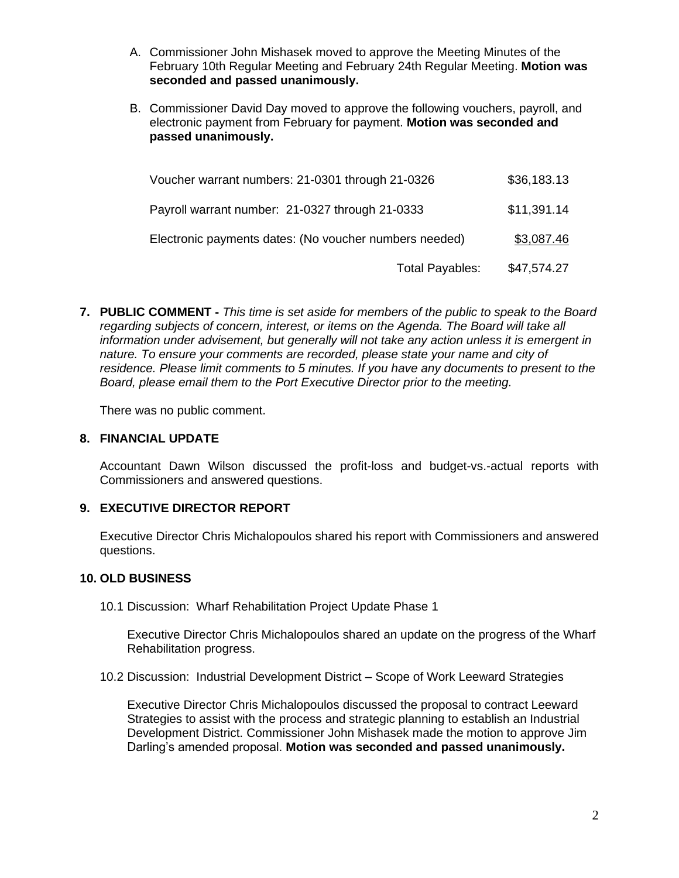A. Commissioner John Mishasek moved to approve the Meeting Minutes of the February 10th Regular Meeting and February 24th Regular Meeting. **Motion was seconded and passed unanimously.**

B. Commissioner David Day moved to approve the following vouchers, payroll, and electronic payment from February for payment. **Motion was seconded and passed unanimously.**

| | |
|---|---|
| Voucher warrant numbers: 21-0301 through 21-0326 | $36,183.13 |
| Payroll warrant number: 21-0327 through 21-0333 | $11,391.14 |
| Electronic payments dates: (No voucher numbers needed) | $3,087.46 |
| Total Payables: | $47,574.27 |

**7. PUBLIC COMMENT -** *This time is set aside for members of the public to speak to the Board regarding subjects of concern, interest, or items on the Agenda. The Board will take all information under advisement, but generally will not take any action unless it is emergent in nature. To ensure your comments are recorded, please state your name and city of residence. Please limit comments to 5 minutes. If you have any documents to present to the Board, please email them to the Port Executive Director prior to the meeting.*

There was no public comment.

**8. FINANCIAL UPDATE**

Accountant Dawn Wilson discussed the profit-loss and budget-vs.-actual reports with Commissioners and answered questions.

**9. EXECUTIVE DIRECTOR REPORT**

Executive Director Chris Michalopoulos shared his report with Commissioners and answered questions.

**10. OLD BUSINESS**

10.1 Discussion: Wharf Rehabilitation Project Update Phase 1

Executive Director Chris Michalopoulos shared an update on the progress of the Wharf Rehabilitation progress.

10.2 Discussion: Industrial Development District – Scope of Work Leeward Strategies

Executive Director Chris Michalopoulos discussed the proposal to contract Leeward Strategies to assist with the process and strategic planning to establish an Industrial Development District. Commissioner John Mishasek made the motion to approve Jim Darling's amended proposal. **Motion was seconded and passed unanimously.**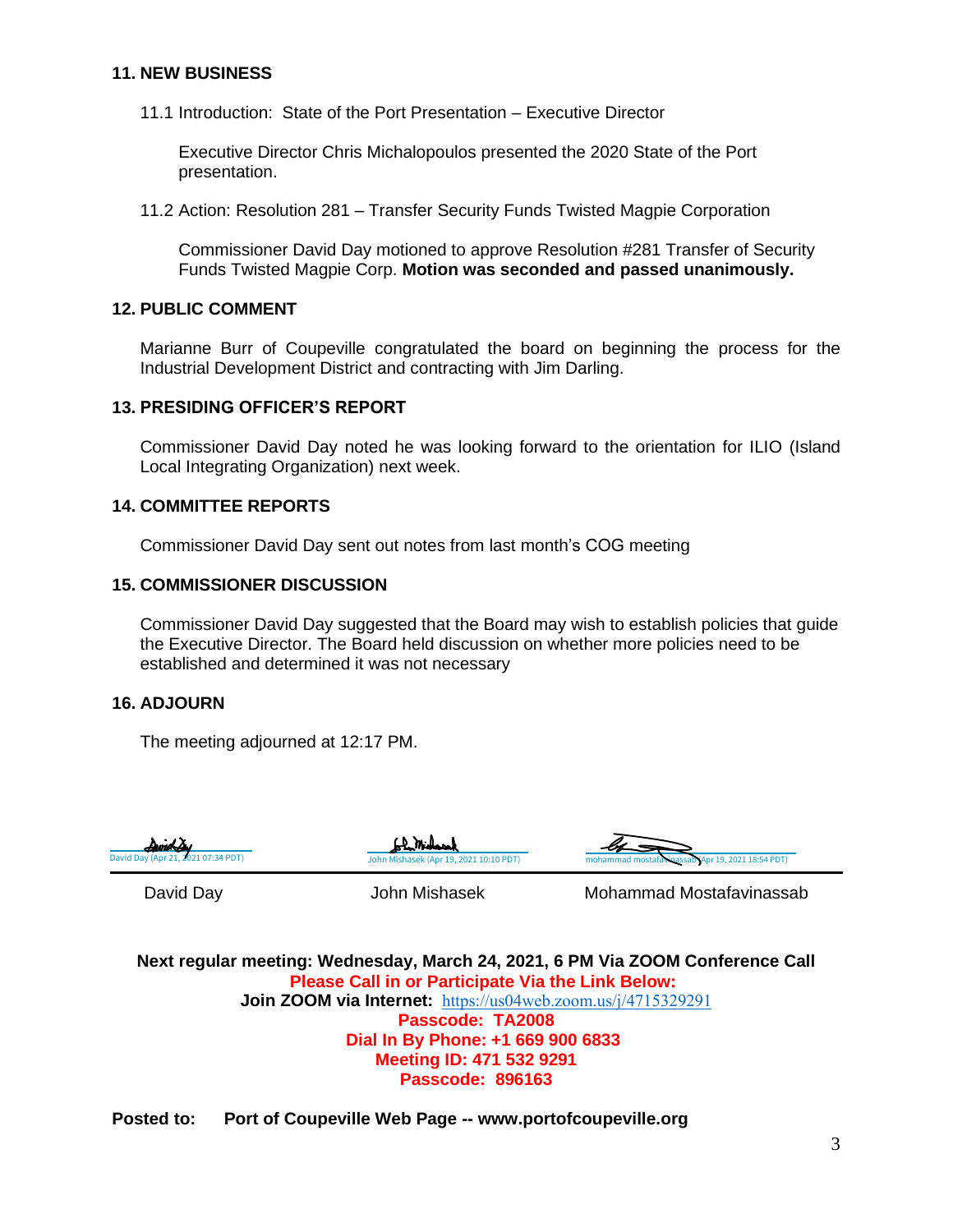## 11. NEW BUSINESS

11.1 Introduction: State of the Port Presentation – Executive Director

Executive Director Chris Michalopoulos presented the 2020 State of the Port presentation.

11.2 Action: Resolution 281 – Transfer Security Funds Twisted Magpie Corporation

Commissioner David Day motioned to approve Resolution #281 Transfer of Security Funds Twisted Magpie Corp. **Motion was seconded and passed unanimously.**

## 12. PUBLIC COMMENT

Marianne Burr of Coupeville congratulated the board on beginning the process for the Industrial Development District and contracting with Jim Darling.

## 13. PRESIDING OFFICER'S REPORT

Commissioner David Day noted he was looking forward to the orientation for ILIO (Island Local Integrating Organization) next week.

## 14. COMMITTEE REPORTS

Commissioner David Day sent out notes from last month's COG meeting

## 15. COMMISSIONER DISCUSSION

Commissioner David Day suggested that the Board may wish to establish policies that guide the Executive Director. The Board held discussion on whether more policies need to be established and determined it was not necessary

## 16. ADJOURN

The meeting adjourned at 12:17 PM.

| David Day (Apr 21, 2021 07:34 PDT) | John Mishasek (Apr 19, 2021 10:10 PDT) | mohammad mostafavinassab (Apr 19, 2021 18:54 PDT) |
|---|---|---|
| David Day | John Mishasek | Mohammad Mostafavinassab |

**Next regular meeting: Wednesday, March 24, 2021, 6 PM Via ZOOM Conference Call**
**Please Call in or Participate Via the Link Below:**
**Join ZOOM via Internet:** https://us04web.zoom.us/j/4715329291
**Passcode: TA2008**
**Dial In By Phone: +1 669 900 6833**
**Meeting ID: 471 532 9291**
**Passcode: 896163**

**Posted to: Port of Coupeville Web Page -- www.portofcoupeville.org**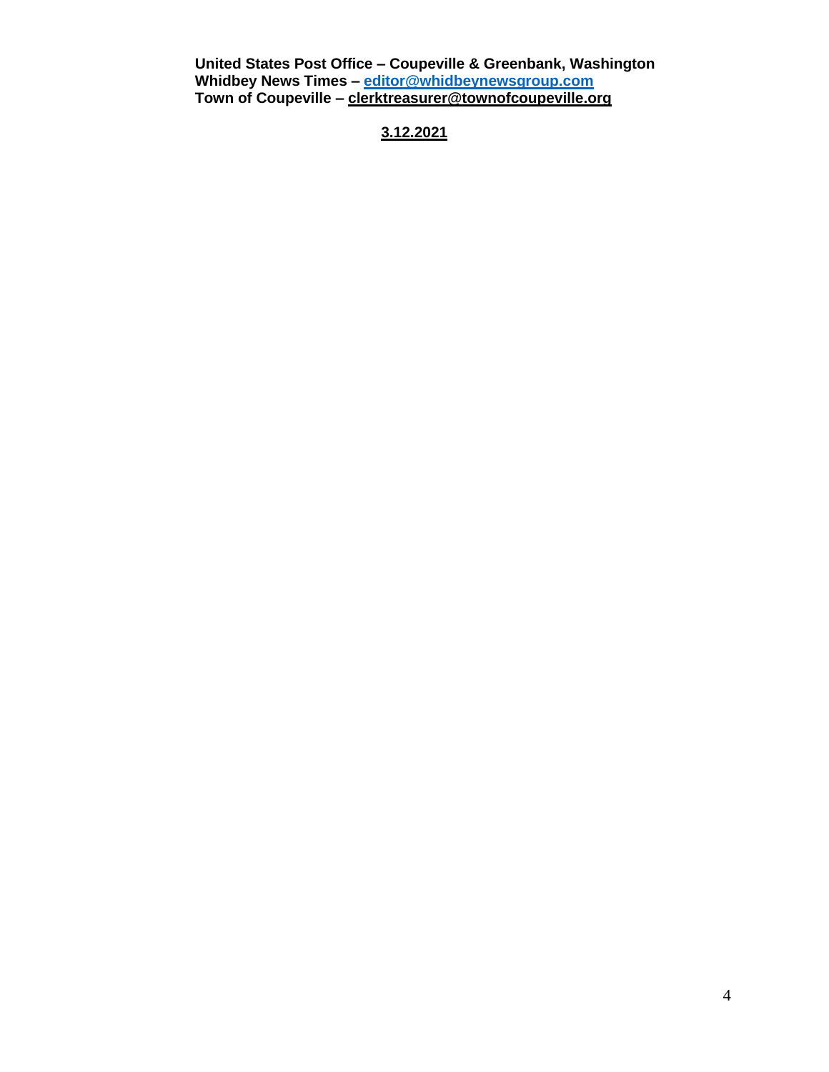**United States Post Office – Coupeville & Greenbank, Washington**
**Whidbey News Times – editor@whidbeynewsgroup.com**
**Town of Coupeville – clerktreasurer@townofcoupeville.org**

**3.12.2021**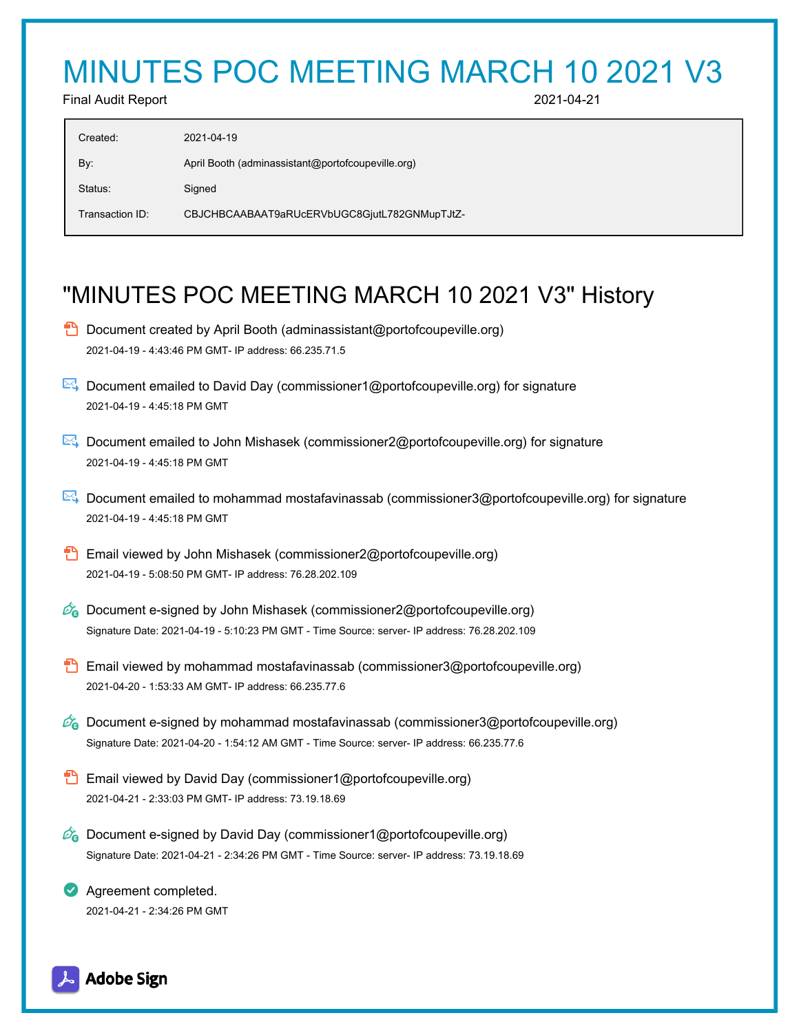# MINUTES POC MEETING MARCH 10 2021 V3

Final Audit Report 2021-04-21

| | |
|---|---|
| Created: | 2021-04-19 |
| By: | April Booth (adminassistant@portofcoupeville.org) |
| Status: | Signed |
| Transaction ID: | CBJCHBCAABAAT9aRUcERVbUGC8GjutL782GNMupTJtZ- |

## "MINUTES POC MEETING MARCH 10 2021 V3" History

- Document created by April Booth (adminassistant@portofcoupeville.org)
  2021-04-19 - 4:43:46 PM GMT- IP address: 66.235.71.5

- Document emailed to David Day (commissioner1@portofcoupeville.org) for signature
  2021-04-19 - 4:45:18 PM GMT

- Document emailed to John Mishasek (commissioner2@portofcoupeville.org) for signature
  2021-04-19 - 4:45:18 PM GMT

- Document emailed to mohammad mostafavinassab (commissioner3@portofcoupeville.org) for signature
  2021-04-19 - 4:45:18 PM GMT

- Email viewed by John Mishasek (commissioner2@portofcoupeville.org)
  2021-04-19 - 5:08:50 PM GMT- IP address: 76.28.202.109

- Document e-signed by John Mishasek (commissioner2@portofcoupeville.org)
  Signature Date: 2021-04-19 - 5:10:23 PM GMT - Time Source: server- IP address: 76.28.202.109

- Email viewed by mohammad mostafavinassab (commissioner3@portofcoupeville.org)
  2021-04-20 - 1:53:33 AM GMT- IP address: 66.235.77.6

- Document e-signed by mohammad mostafavinassab (commissioner3@portofcoupeville.org)
  Signature Date: 2021-04-20 - 1:54:12 AM GMT - Time Source: server- IP address: 66.235.77.6

- Email viewed by David Day (commissioner1@portofcoupeville.org)
  2021-04-21 - 2:33:03 PM GMT- IP address: 73.19.18.69

- Document e-signed by David Day (commissioner1@portofcoupeville.org)
  Signature Date: 2021-04-21 - 2:34:26 PM GMT - Time Source: server- IP address: 73.19.18.69

- Agreement completed.
  2021-04-21 - 2:34:26 PM GMT

Adobe Sign